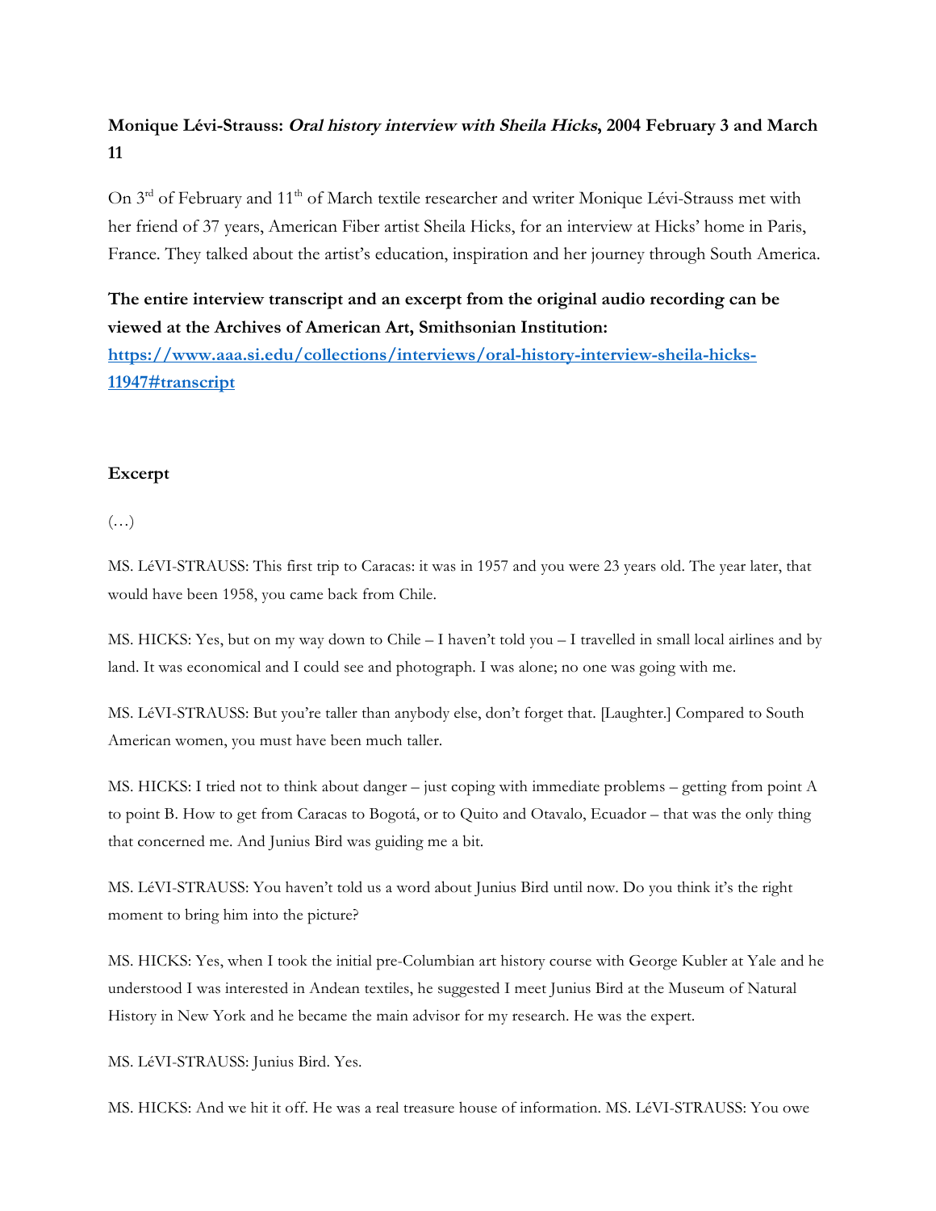**Monique Lévi-Strauss: *Oral history interview with Sheila Hicks*, 2004 February 3 and March 11**

On 3rd of February and 11th of March textile researcher and writer Monique Lévi-Strauss met with her friend of 37 years, American Fiber artist Sheila Hicks, for an interview at Hicks' home in Paris, France. They talked about the artist's education, inspiration and her journey through South America.

**The entire interview transcript and an excerpt from the original audio recording can be viewed at the Archives of American Art, Smithsonian Institution:**
**[https://www.aaa.si.edu/collections/interviews/oral-history-interview-sheila-hicks-11947#transcript](https://www.aaa.si.edu/collections/interviews/oral-history-interview-sheila-hicks-11947#transcript)**

**Excerpt**

(…)

MS. LéVI-STRAUSS: This first trip to Caracas: it was in 1957 and you were 23 years old. The year later, that would have been 1958, you came back from Chile.

MS. HICKS: Yes, but on my way down to Chile – I haven't told you – I travelled in small local airlines and by land. It was economical and I could see and photograph. I was alone; no one was going with me.

MS. LéVI-STRAUSS: But you're taller than anybody else, don't forget that. [Laughter.] Compared to South American women, you must have been much taller.

MS. HICKS: I tried not to think about danger – just coping with immediate problems – getting from point A to point B. How to get from Caracas to Bogotá, or to Quito and Otavalo, Ecuador – that was the only thing that concerned me. And Junius Bird was guiding me a bit.

MS. LéVI-STRAUSS: You haven't told us a word about Junius Bird until now. Do you think it's the right moment to bring him into the picture?

MS. HICKS: Yes, when I took the initial pre-Columbian art history course with George Kubler at Yale and he understood I was interested in Andean textiles, he suggested I meet Junius Bird at the Museum of Natural History in New York and he became the main advisor for my research. He was the expert.

MS. LéVI-STRAUSS: Junius Bird. Yes.

MS. HICKS: And we hit it off. He was a real treasure house of information. MS. LéVI-STRAUSS: You owe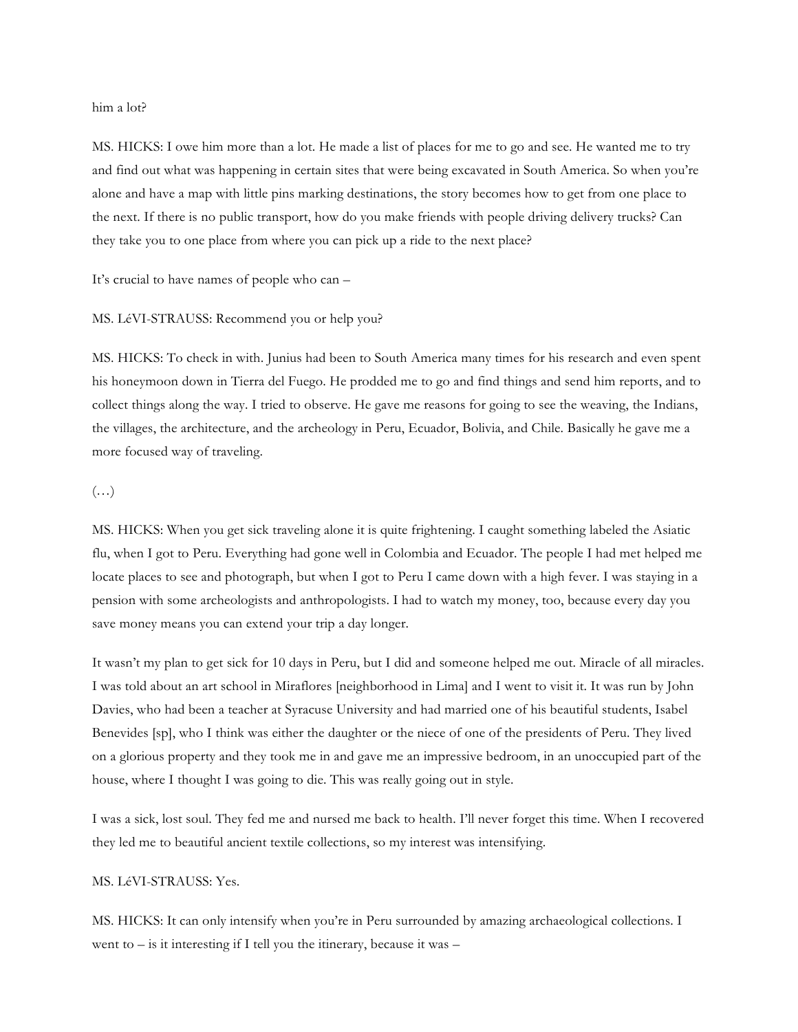him a lot?

MS. HICKS: I owe him more than a lot. He made a list of places for me to go and see. He wanted me to try and find out what was happening in certain sites that were being excavated in South America. So when you're alone and have a map with little pins marking destinations, the story becomes how to get from one place to the next. If there is no public transport, how do you make friends with people driving delivery trucks? Can they take you to one place from where you can pick up a ride to the next place?

It's crucial to have names of people who can –

MS. LéVI-STRAUSS: Recommend you or help you?

MS. HICKS: To check in with. Junius had been to South America many times for his research and even spent his honeymoon down in Tierra del Fuego. He prodded me to go and find things and send him reports, and to collect things along the way. I tried to observe. He gave me reasons for going to see the weaving, the Indians, the villages, the architecture, and the archeology in Peru, Ecuador, Bolivia, and Chile. Basically he gave me a more focused way of traveling.

(…)

MS. HICKS: When you get sick traveling alone it is quite frightening. I caught something labeled the Asiatic flu, when I got to Peru. Everything had gone well in Colombia and Ecuador. The people I had met helped me locate places to see and photograph, but when I got to Peru I came down with a high fever. I was staying in a pension with some archeologists and anthropologists. I had to watch my money, too, because every day you save money means you can extend your trip a day longer.

It wasn't my plan to get sick for 10 days in Peru, but I did and someone helped me out. Miracle of all miracles. I was told about an art school in Miraflores [neighborhood in Lima] and I went to visit it. It was run by John Davies, who had been a teacher at Syracuse University and had married one of his beautiful students, Isabel Benevides [sp], who I think was either the daughter or the niece of one of the presidents of Peru. They lived on a glorious property and they took me in and gave me an impressive bedroom, in an unoccupied part of the house, where I thought I was going to die. This was really going out in style.

I was a sick, lost soul. They fed me and nursed me back to health. I'll never forget this time. When I recovered they led me to beautiful ancient textile collections, so my interest was intensifying.

MS. LéVI-STRAUSS: Yes.

MS. HICKS: It can only intensify when you're in Peru surrounded by amazing archaeological collections. I went to – is it interesting if I tell you the itinerary, because it was –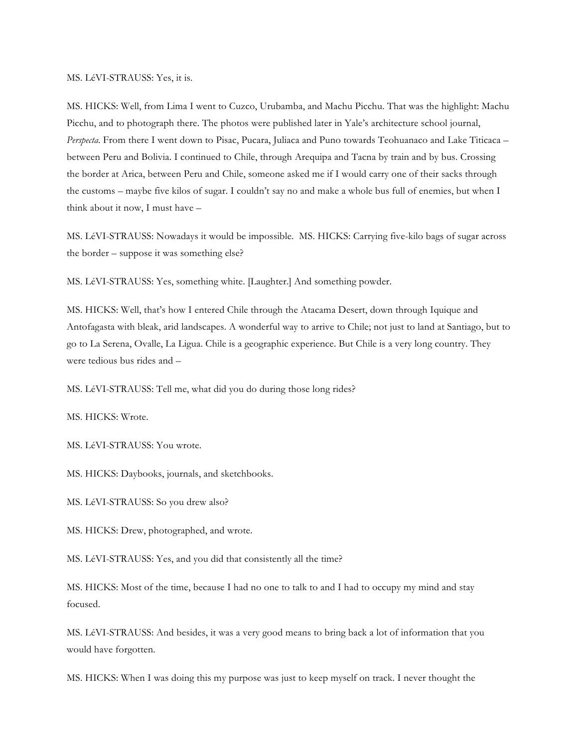MS. LéVI-STRAUSS: Yes, it is.

MS. HICKS: Well, from Lima I went to Cuzco, Urubamba, and Machu Picchu. That was the highlight: Machu Picchu, and to photograph there. The photos were published later in Yale's architecture school journal, *Perspecta*. From there I went down to Pisac, Pucara, Juliaca and Puno towards Teohuanaco and Lake Titicaca – between Peru and Bolivia. I continued to Chile, through Arequipa and Tacna by train and by bus. Crossing the border at Arica, between Peru and Chile, someone asked me if I would carry one of their sacks through the customs – maybe five kilos of sugar. I couldn't say no and make a whole bus full of enemies, but when I think about it now, I must have –

MS. LéVI-STRAUSS: Nowadays it would be impossible. MS. HICKS: Carrying five-kilo bags of sugar across the border – suppose it was something else?

MS. LéVI-STRAUSS: Yes, something white. [Laughter.] And something powder.

MS. HICKS: Well, that's how I entered Chile through the Atacama Desert, down through Iquique and Antofagasta with bleak, arid landscapes. A wonderful way to arrive to Chile; not just to land at Santiago, but to go to La Serena, Ovalle, La Ligua. Chile is a geographic experience. But Chile is a very long country. They were tedious bus rides and –

MS. LéVI-STRAUSS: Tell me, what did you do during those long rides?

MS. HICKS: Wrote.

MS. LéVI-STRAUSS: You wrote.

MS. HICKS: Daybooks, journals, and sketchbooks.

MS. LéVI-STRAUSS: So you drew also?

MS. HICKS: Drew, photographed, and wrote.

MS. LéVI-STRAUSS: Yes, and you did that consistently all the time?

MS. HICKS: Most of the time, because I had no one to talk to and I had to occupy my mind and stay focused.

MS. LéVI-STRAUSS: And besides, it was a very good means to bring back a lot of information that you would have forgotten.

MS. HICKS: When I was doing this my purpose was just to keep myself on track. I never thought the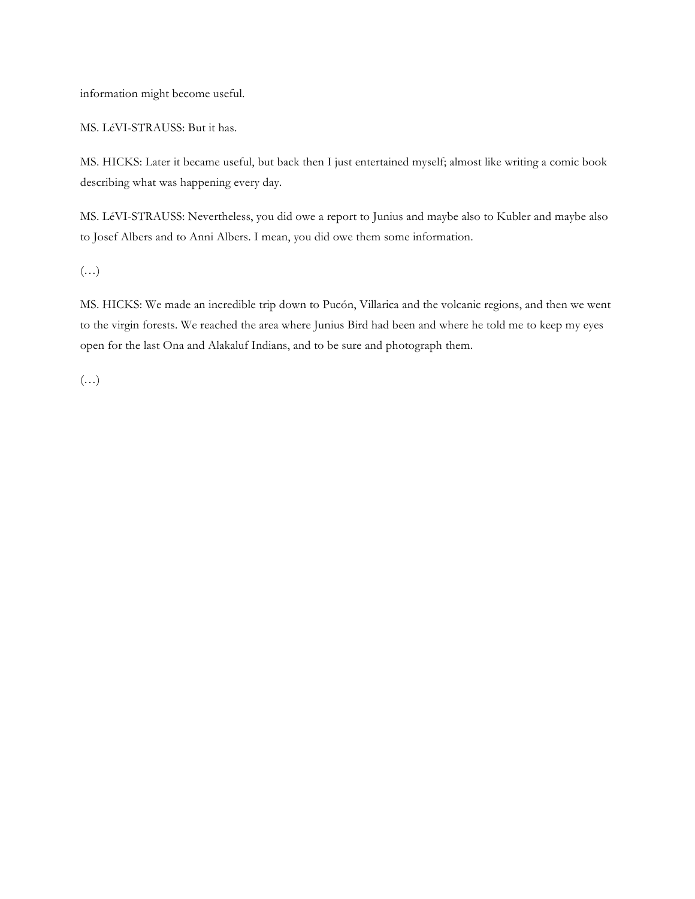information might become useful.

MS. LéVI-STRAUSS: But it has.

MS. HICKS: Later it became useful, but back then I just entertained myself; almost like writing a comic book describing what was happening every day.

MS. LéVI-STRAUSS: Nevertheless, you did owe a report to Junius and maybe also to Kubler and maybe also to Josef Albers and to Anni Albers. I mean, you did owe them some information.

(…)

MS. HICKS: We made an incredible trip down to Pucón, Villarica and the volcanic regions, and then we went to the virgin forests. We reached the area where Junius Bird had been and where he told me to keep my eyes open for the last Ona and Alakaluf Indians, and to be sure and photograph them.

(…)